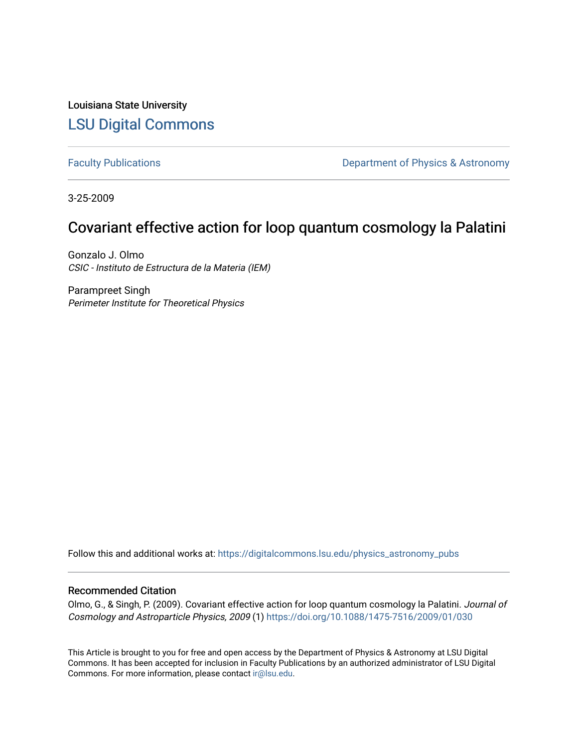Louisiana State University

## LSU Digital Commons

Faculty Publications

Department of Physics & Astronomy

3-25-2009

# Covariant effective action for loop quantum cosmology la Palatini

Gonzalo J. Olmo
*CSIC - Instituto de Estructura de la Materia (IEM)*

Parampreet Singh
*Perimeter Institute for Theoretical Physics*

Follow this and additional works at: https://digitalcommons.lsu.edu/physics_astronomy_pubs

### Recommended Citation

Olmo, G., & Singh, P. (2009). Covariant effective action for loop quantum cosmology la Palatini. *Journal of Cosmology and Astroparticle Physics, 2009* (1) https://doi.org/10.1088/1475-7516/2009/01/030

This Article is brought to you for free and open access by the Department of Physics & Astronomy at LSU Digital Commons. It has been accepted for inclusion in Faculty Publications by an authorized administrator of LSU Digital Commons. For more information, please contact ir@lsu.edu.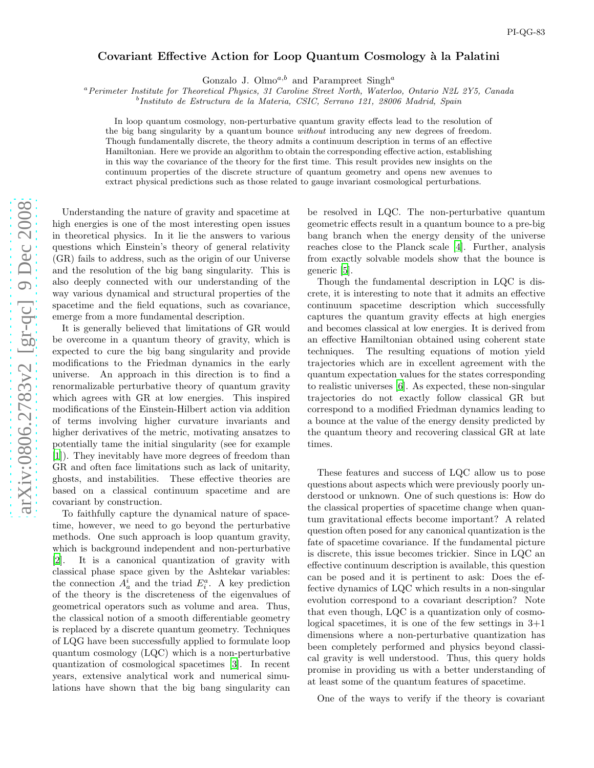PI-QG-83

# Covariant Effective Action for Loop Quantum Cosmology à la Palatini

Gonzalo J. Olmo[a,b] and Parampreet Singh[a]

[a] *Perimeter Institute for Theoretical Physics, 31 Caroline Street North, Waterloo, Ontario N2L 2Y5, Canada*
[b] *Instituto de Estructura de la Materia, CSIC, Serrano 121, 28006 Madrid, Spain*

In loop quantum cosmology, non-perturbative quantum gravity effects lead to the resolution of the big bang singularity by a quantum bounce *without* introducing any new degrees of freedom. Though fundamentally discrete, the theory admits a continuum description in terms of an effective Hamiltonian. Here we provide an algorithm to obtain the corresponding effective action, establishing in this way the covariance of the theory for the first time. This result provides new insights on the continuum properties of the discrete structure of quantum geometry and opens new avenues to extract physical predictions such as those related to gauge invariant cosmological perturbations.

Understanding the nature of gravity and spacetime at high energies is one of the most interesting open issues in theoretical physics. In it lie the answers to various questions which Einstein's theory of general relativity (GR) fails to address, such as the origin of our Universe and the resolution of the big bang singularity. This is also deeply connected with our understanding of the way various dynamical and structural properties of the spacetime and the field equations, such as covariance, emerge from a more fundamental description.

It is generally believed that limitations of GR would be overcome in a quantum theory of gravity, which is expected to cure the big bang singularity and provide modifications to the Friedman dynamics in the early universe. An approach in this direction is to find a renormalizable perturbative theory of quantum gravity which agrees with GR at low energies. This inspired modifications of the Einstein-Hilbert action via addition of terms involving higher curvature invariants and higher derivatives of the metric, motivating ansatzes to potentially tame the initial singularity (see for example [1]). They inevitably have more degrees of freedom than GR and often face limitations such as lack of unitarity, ghosts, and instabilities. These effective theories are based on a classical continuum spacetime and are covariant by construction.

To faithfully capture the dynamical nature of spacetime, however, we need to go beyond the perturbative methods. One such approach is loop quantum gravity, which is background independent and non-perturbative [2]. It is a canonical quantization of gravity with classical phase space given by the Ashtekar variables: the connection $A_a^i$ and the triad $E_i^a$. A key prediction of the theory is the discreteness of the eigenvalues of geometrical operators such as volume and area. Thus, the classical notion of a smooth differentiable geometry is replaced by a discrete quantum geometry. Techniques of LQG have been successfully applied to formulate loop quantum cosmology (LQC) which is a non-perturbative quantization of cosmological spacetimes [3]. In recent years, extensive analytical work and numerical simulations have shown that the big bang singularity can be resolved in LQC. The non-perturbative quantum geometric effects result in a quantum bounce to a pre-big bang branch when the energy density of the universe reaches close to the Planck scale [4]. Further, analysis from exactly solvable models show that the bounce is generic [5].

Though the fundamental description in LQC is discrete, it is interesting to note that it admits an effective continuum spacetime description which successfully captures the quantum gravity effects at high energies and becomes classical at low energies. It is derived from an effective Hamiltonian obtained using coherent state techniques. The resulting equations of motion yield trajectories which are in excellent agreement with the quantum expectation values for the states corresponding to realistic universes [6]. As expected, these non-singular trajectories do not exactly follow classical GR but correspond to a modified Friedman dynamics leading to a bounce at the value of the energy density predicted by the quantum theory and recovering classical GR at late times.

These features and success of LQC allow us to pose questions about aspects which were previously poorly understood or unknown. One of such questions is: How do the classical properties of spacetime change when quantum gravitational effects become important? A related question often posed for any canonical quantization is the fate of spacetime covariance. If the fundamental picture is discrete, this issue becomes trickier. Since in LQC an effective continuum description is available, this question can be posed and it is pertinent to ask: Does the effective dynamics of LQC which results in a non-singular evolution correspond to a covariant description? Note that even though, LQC is a quantization only of cosmological spacetimes, it is one of the few settings in 3+1 dimensions where a non-perturbative quantization has been completely performed and physics beyond classical gravity is well understood. Thus, this query holds promise in providing us with a better understanding of at least some of the quantum features of spacetime.

One of the ways to verify if the theory is covariant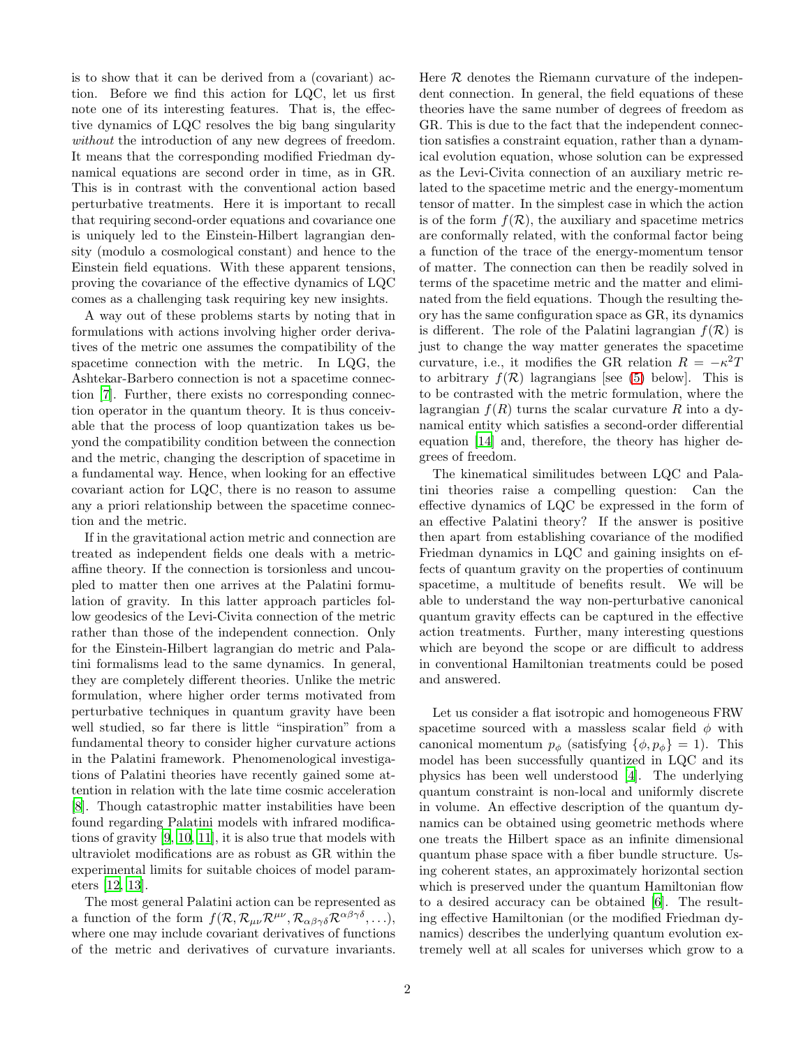is to show that it can be derived from a (covariant) action. Before we find this action for LQC, let us first note one of its interesting features. That is, the effective dynamics of LQC resolves the big bang singularity *without* the introduction of any new degrees of freedom. It means that the corresponding modified Friedman dynamical equations are second order in time, as in GR. This is in contrast with the conventional action based perturbative treatments. Here it is important to recall that requiring second-order equations and covariance one is uniquely led to the Einstein-Hilbert lagrangian density (modulo a cosmological constant) and hence to the Einstein field equations. With these apparent tensions, proving the covariance of the effective dynamics of LQC comes as a challenging task requiring key new insights.

A way out of these problems starts by noting that in formulations with actions involving higher order derivatives of the metric one assumes the compatibility of the spacetime connection with the metric. In LQG, the Ashtekar-Barbero connection is not a spacetime connection [7]. Further, there exists no corresponding connection operator in the quantum theory. It is thus conceivable that the process of loop quantization takes us beyond the compatibility condition between the connection and the metric, changing the description of spacetime in a fundamental way. Hence, when looking for an effective covariant action for LQC, there is no reason to assume any a priori relationship between the spacetime connection and the metric.

If in the gravitational action metric and connection are treated as independent fields one deals with a metric-affine theory. If the connection is torsionless and uncoupled to matter then one arrives at the Palatini formulation of gravity. In this latter approach particles follow geodesics of the Levi-Civita connection of the metric rather than those of the independent connection. Only for the Einstein-Hilbert lagrangian do metric and Palatini formalisms lead to the same dynamics. In general, they are completely different theories. Unlike the metric formulation, where higher order terms motivated from perturbative techniques in quantum gravity have been well studied, so far there is little "inspiration" from a fundamental theory to consider higher curvature actions in the Palatini framework. Phenomenological investigations of Palatini theories have recently gained some attention in relation with the late time cosmic acceleration [8]. Though catastrophic matter instabilities have been found regarding Palatini models with infrared modifications of gravity [9, 10, 11], it is also true that models with ultraviolet modifications are as robust as GR within the experimental limits for suitable choices of model parameters [12, 13].

The most general Palatini action can be represented as a function of the form $f(\mathcal{R}, \mathcal{R}_{\mu\nu}\mathcal{R}^{\mu\nu}, \mathcal{R}_{\alpha\beta\gamma\delta}\mathcal{R}^{\alpha\beta\gamma\delta}, \ldots)$, where one may include covariant derivatives of functions of the metric and derivatives of curvature invariants. Here $\mathcal{R}$ denotes the Riemann curvature of the independent connection. In general, the field equations of these theories have the same number of degrees of freedom as GR. This is due to the fact that the independent connection satisfies a constraint equation, rather than a dynamical evolution equation, whose solution can be expressed as the Levi-Civita connection of an auxiliary metric related to the spacetime metric and the energy-momentum tensor of matter. In the simplest case in which the action is of the form $f(\mathcal{R})$, the auxiliary and spacetime metrics are conformally related, with the conformal factor being a function of the trace of the energy-momentum tensor of matter. The connection can then be readily solved in terms of the spacetime metric and the matter and eliminated from the field equations. Though the resulting theory has the same configuration space as GR, its dynamics is different. The role of the Palatini lagrangian $f(\mathcal{R})$ is just to change the way matter generates the spacetime curvature, i.e., it modifies the GR relation $R = -\kappa^2 T$ to arbitrary $f(\mathcal{R})$ lagrangians [see (5) below]. This is to be contrasted with the metric formulation, where the lagrangian $f(R)$ turns the scalar curvature $R$ into a dynamical entity which satisfies a second-order differential equation [14] and, therefore, the theory has higher degrees of freedom.

The kinematical similitudes between LQC and Palatini theories raise a compelling question: Can the effective dynamics of LQC be expressed in the form of an effective Palatini theory? If the answer is positive then apart from establishing covariance of the modified Friedman dynamics in LQC and gaining insights on effects of quantum gravity on the properties of continuum spacetime, a multitude of benefits result. We will be able to understand the way non-perturbative canonical quantum gravity effects can be captured in the effective action treatments. Further, many interesting questions which are beyond the scope or are difficult to address in conventional Hamiltonian treatments could be posed and answered.

Let us consider a flat isotropic and homogeneous FRW spacetime sourced with a massless scalar field $\phi$ with canonical momentum $p_\phi$ (satisfying $\{\phi, p_\phi\} = 1$). This model has been successfully quantized in LQC and its physics has been well understood [4]. The underlying quantum constraint is non-local and uniformly discrete in volume. An effective description of the quantum dynamics can be obtained using geometric methods where one treats the Hilbert space as an infinite dimensional quantum phase space with a fiber bundle structure. Using coherent states, an approximately horizontal section which is preserved under the quantum Hamiltonian flow to a desired accuracy can be obtained [6]. The resulting effective Hamiltonian (or the modified Friedman dynamics) describes the underlying quantum evolution extremely well at all scales for universes which grow to a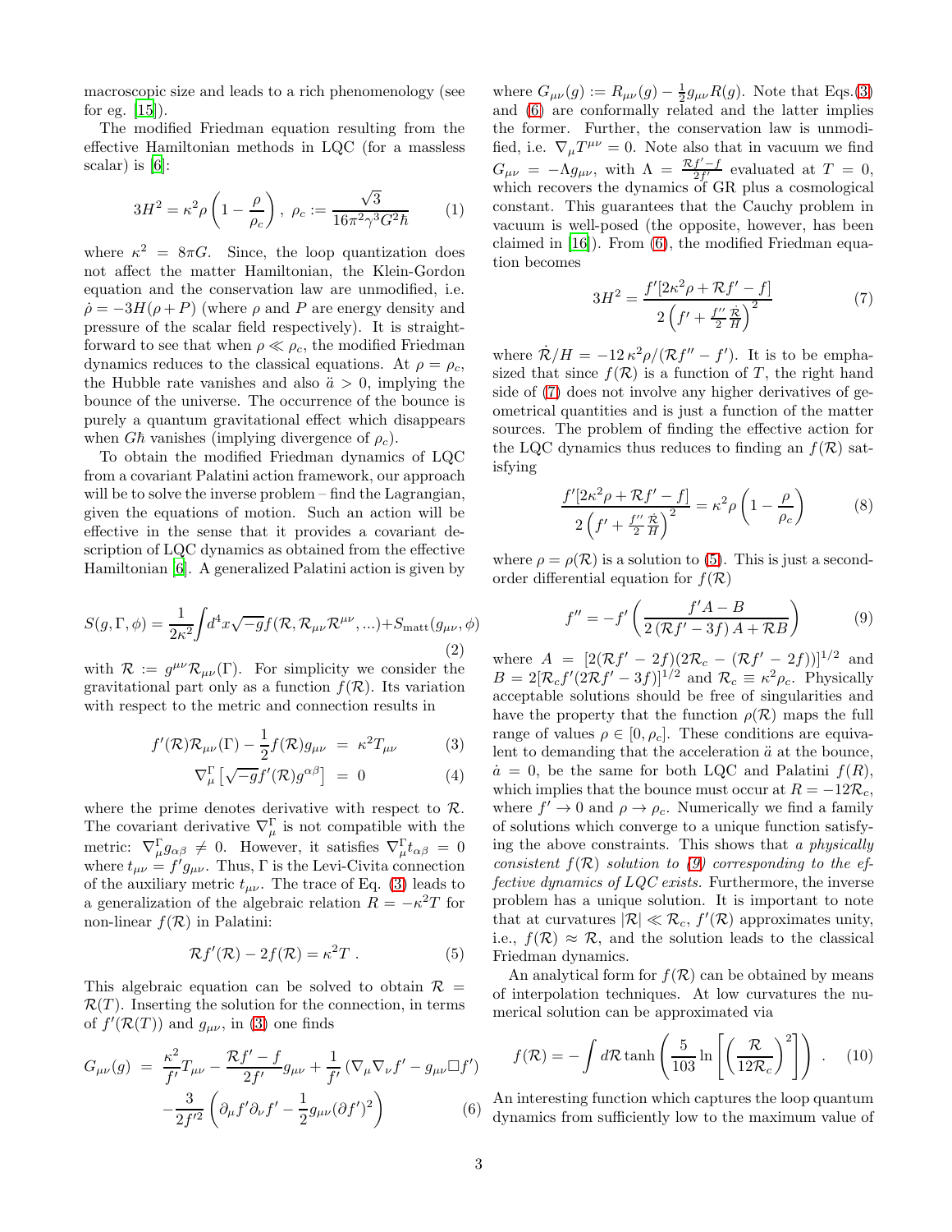macroscopic size and leads to a rich phenomenology (see for eg. [15]).

The modified Friedman equation resulting from the effective Hamiltonian methods in LQC (for a massless scalar) is [6]:

$$3H^2 = \kappa^2 \rho \left(1 - \frac{\rho}{\rho_c}\right), \ \rho_c := \frac{\sqrt{3}}{16\pi^2 \gamma^3 G^2 \hbar} \tag{1}$$

where $\kappa^2 = 8\pi G$. Since, the loop quantization does not affect the matter Hamiltonian, the Klein-Gordon equation and the conservation law are unmodified, i.e. $\dot{\rho} = -3H(\rho + P)$ (where $\rho$ and $P$ are energy density and pressure of the scalar field respectively). It is straightforward to see that when $\rho \ll \rho_c$, the modified Friedman dynamics reduces to the classical equations. At $\rho = \rho_c$, the Hubble rate vanishes and also $\ddot{a} > 0$, implying the bounce of the universe. The occurrence of the bounce is purely a quantum gravitational effect which disappears when $G\hbar$ vanishes (implying divergence of $\rho_c$).

To obtain the modified Friedman dynamics of LQC from a covariant Palatini action framework, our approach will be to solve the inverse problem – find the Lagrangian, given the equations of motion. Such an action will be effective in the sense that it provides a covariant description of LQC dynamics as obtained from the effective Hamiltonian [6]. A generalized Palatini action is given by

$$S(g, \Gamma, \phi) = \frac{1}{2\kappa^2}\int d^4x \sqrt{-g} f(\mathcal{R}, \mathcal{R}_{\mu\nu}\mathcal{R}^{\mu\nu}, ...) + S_{\rm matt}(g_{\mu\nu}, \phi) \tag{2}$$

with $\mathcal{R} := g^{\mu\nu}\mathcal{R}_{\mu\nu}(\Gamma)$. For simplicity we consider the gravitational part only as a function $f(\mathcal{R})$. Its variation with respect to the metric and connection results in

$$f'(\mathcal{R})\mathcal{R}_{\mu\nu}(\Gamma) - \frac{1}{2}f(\mathcal{R})g_{\mu\nu} = \kappa^2 T_{\mu\nu} \tag{3}$$

$$\nabla^{\Gamma}_{\mu}\left[\sqrt{-g} f'(\mathcal{R}) g^{\alpha\beta}\right] = 0 \tag{4}$$

where the prime denotes derivative with respect to $\mathcal{R}$. The covariant derivative $\nabla^{\Gamma}_{\mu}$ is not compatible with the metric: $\nabla^{\Gamma}_{\mu} g_{\alpha\beta} \neq 0$. However, it satisfies $\nabla^{\Gamma}_{\mu} t_{\alpha\beta} = 0$ where $t_{\mu\nu} = f' g_{\mu\nu}$. Thus, $\Gamma$ is the Levi-Civita connection of the auxiliary metric $t_{\mu\nu}$. The trace of Eq. (3) leads to a generalization of the algebraic relation $R = -\kappa^2 T$ for non-linear $f(\mathcal{R})$ in Palatini:

$$\mathcal{R}f'(\mathcal{R}) - 2f(\mathcal{R}) = \kappa^2 T \ . \tag{5}$$

This algebraic equation can be solved to obtain $\mathcal{R} = \mathcal{R}(T)$. Inserting the solution for the connection, in terms of $f'(\mathcal{R}(T))$ and $g_{\mu\nu}$, in (3) one finds

$$\begin{aligned} G_{\mu\nu}(g) &= \frac{\kappa^2}{f'}T_{\mu\nu} - \frac{\mathcal{R}f' - f}{2f'}g_{\mu\nu} + \frac{1}{f'}\left(\nabla_\mu \nabla_\nu f' - g_{\mu\nu}\Box f'\right) \\ &\quad - \frac{3}{2f'^2}\left(\partial_\mu f' \partial_\nu f' - \frac{1}{2}g_{\mu\nu}(\partial f')^2\right) \end{aligned} \tag{6}$$

where $G_{\mu\nu}(g) := R_{\mu\nu}(g) - \frac{1}{2}g_{\mu\nu}R(g)$. Note that Eqs.(3) and (6) are conformally related and the latter implies the former. Further, the conservation law is unmodified, i.e. $\nabla_\mu T^{\mu\nu} = 0$. Note also that in vacuum we find $G_{\mu\nu} = -\Lambda g_{\mu\nu}$, with $\Lambda = \frac{\mathcal{R}f' - f}{2f'}$ evaluated at $T = 0$, which recovers the dynamics of GR plus a cosmological constant. This guarantees that the Cauchy problem in vacuum is well-posed (the opposite, however, has been claimed in [16]). From (6), the modified Friedman equation becomes

$$3H^2 = \frac{f'[2\kappa^2\rho + \mathcal{R}f' - f]}{2\left(f' + \frac{f''}{2}\frac{\dot{\mathcal{R}}}{H}\right)^2} \tag{7}$$

where $\dot{\mathcal{R}}/H = -12\,\kappa^2\rho/(\mathcal{R}f'' - f')$. It is to be emphasized that since $f(\mathcal{R})$ is a function of $T$, the right hand side of (7) does not involve any higher derivatives of geometrical quantities and is just a function of the matter sources. The problem of finding the effective action for the LQC dynamics thus reduces to finding an $f(\mathcal{R})$ satisfying

$$\frac{f'[2\kappa^2\rho + \mathcal{R}f' - f]}{2\left(f' + \frac{f''}{2}\frac{\dot{\mathcal{R}}}{H}\right)^2} = \kappa^2\rho\left(1 - \frac{\rho}{\rho_c}\right) \tag{8}$$

where $\rho = \rho(\mathcal{R})$ is a solution to (5). This is just a second-order differential equation for $f(\mathcal{R})$

$$f'' = -f'\left(\frac{f'A - B}{2\left(\mathcal{R}f' - 3f\right)A + \mathcal{R}B}\right) \tag{9}$$

where $A = [2(\mathcal{R}f' - 2f)(2\mathcal{R}_c - (\mathcal{R}f' - 2f))]^{1/2}$ and $B = 2[\mathcal{R}_c f'(2\mathcal{R}f' - 3f)]^{1/2}$ and $\mathcal{R}_c \equiv \kappa^2\rho_c$. Physically acceptable solutions should be free of singularities and have the property that the function $\rho(\mathcal{R})$ maps the full range of values $\rho \in [0, \rho_c]$. These conditions are equivalent to demanding that the acceleration $\ddot{a}$ at the bounce, $\dot{a} = 0$, be the same for both LQC and Palatini $f(R)$, which implies that the bounce must occur at $R = -12\mathcal{R}_c$, where $f' \to 0$ and $\rho \to \rho_c$. Numerically we find a family of solutions which converge to a unique function satisfying the above constraints. This shows that *a physically consistent $f(\mathcal{R})$ solution to (9) corresponding to the effective dynamics of LQC exists.* Furthermore, the inverse problem has a unique solution. It is important to note that at curvatures $|\mathcal{R}| \ll \mathcal{R}_c$, $f'(\mathcal{R})$ approximates unity, i.e., $f(\mathcal{R}) \approx \mathcal{R}$, and the solution leads to the classical Friedman dynamics.

An analytical form for $f(\mathcal{R})$ can be obtained by means of interpolation techniques. At low curvatures the numerical solution can be approximated via

$$f(\mathcal{R}) = -\int d\mathcal{R} \tanh\left(\frac{5}{103}\ln\left[\left(\frac{\mathcal{R}}{12\mathcal{R}_c}\right)^2\right]\right) \ . \tag{10}$$

An interesting function which captures the loop quantum dynamics from sufficiently low to the maximum value of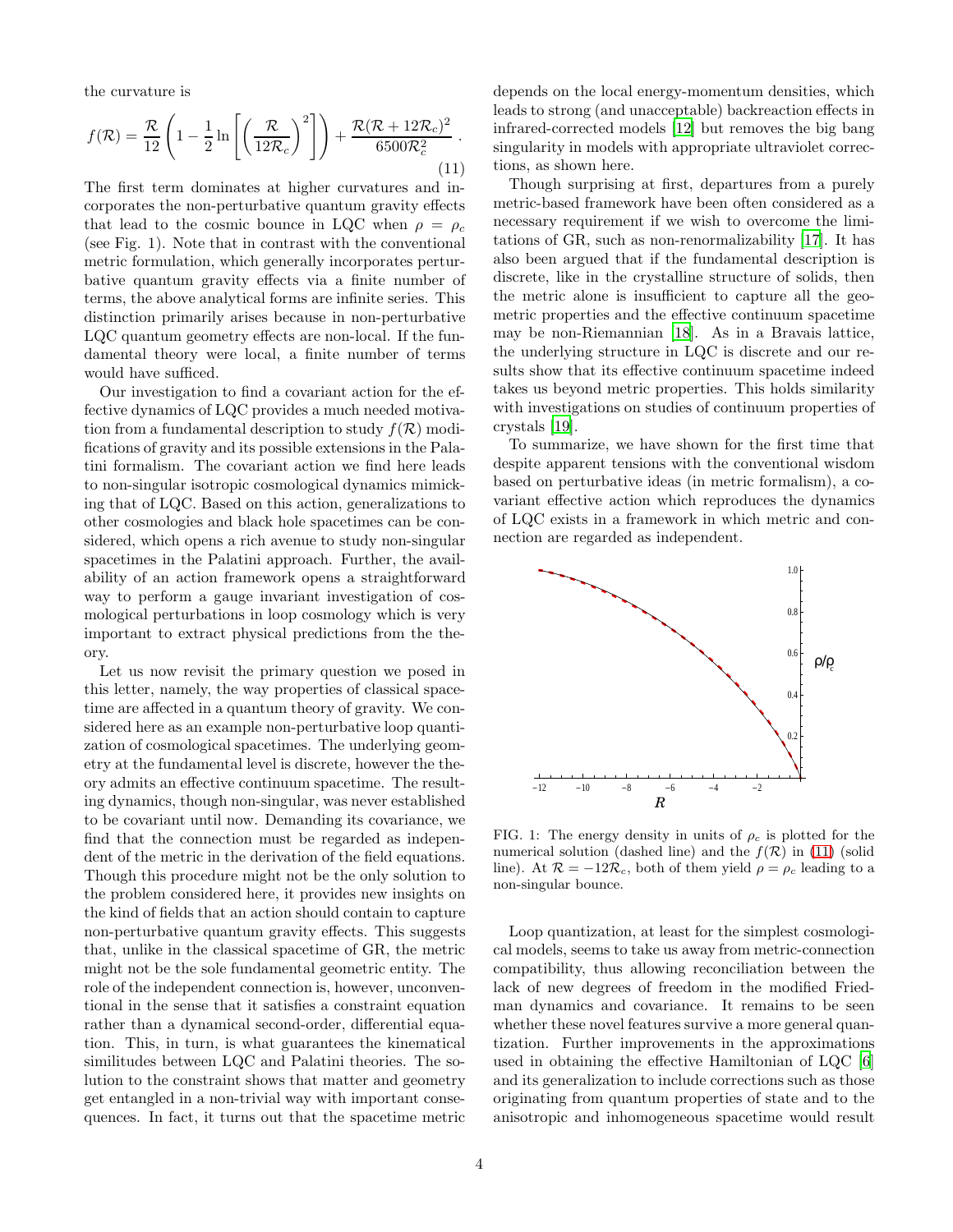the curvature is

$$f(\mathcal{R}) = \frac{\mathcal{R}}{12}\left(1 - \frac{1}{2}\ln\left[\left(\frac{\mathcal{R}}{12\mathcal{R}_c}\right)^2\right]\right) + \frac{\mathcal{R}(\mathcal{R}+12\mathcal{R}_c)^2}{6500\mathcal{R}_c^2}\,. \tag{11}$$

The first term dominates at higher curvatures and incorporates the non-perturbative quantum gravity effects that lead to the cosmic bounce in LQC when $\rho = \rho_c$ (see Fig. 1). Note that in contrast with the conventional metric formulation, which generally incorporates perturbative quantum gravity effects via a finite number of terms, the above analytical forms are infinite series. This distinction primarily arises because in non-perturbative LQC quantum geometry effects are non-local. If the fundamental theory were local, a finite number of terms would have sufficed.

Our investigation to find a covariant action for the effective dynamics of LQC provides a much needed motivation from a fundamental description to study $f(\mathcal{R})$ modifications of gravity and its possible extensions in the Palatini formalism. The covariant action we find here leads to non-singular isotropic cosmological dynamics mimicking that of LQC. Based on this action, generalizations to other cosmologies and black hole spacetimes can be considered, which opens a rich avenue to study non-singular spacetimes in the Palatini approach. Further, the availability of an action framework opens a straightforward way to perform a gauge invariant investigation of cosmological perturbations in loop cosmology which is very important to extract physical predictions from the theory.

Let us now revisit the primary question we posed in this letter, namely, the way properties of classical spacetime are affected in a quantum theory of gravity. We considered here as an example non-perturbative loop quantization of cosmological spacetimes. The underlying geometry at the fundamental level is discrete, however the theory admits an effective continuum spacetime. The resulting dynamics, though non-singular, was never established to be covariant until now. Demanding its covariance, we find that the connection must be regarded as independent of the metric in the derivation of the field equations. Though this procedure might not be the only solution to the problem considered here, it provides new insights on the kind of fields that an action should contain to capture non-perturbative quantum gravity effects. This suggests that, unlike in the classical spacetime of GR, the metric might not be the sole fundamental geometric entity. The role of the independent connection is, however, unconventional in the sense that it satisfies a constraint equation rather than a dynamical second-order, differential equation. This, in turn, is what guarantees the kinematical similitudes between LQC and Palatini theories. The solution to the constraint shows that matter and geometry get entangled in a non-trivial way with important consequences. In fact, it turns out that the spacetime metric depends on the local energy-momentum densities, which leads to strong (and unacceptable) backreaction effects in infrared-corrected models [12] but removes the big bang singularity in models with appropriate ultraviolet corrections, as shown here.

Though surprising at first, departures from a purely metric-based framework have been often considered as a necessary requirement if we wish to overcome the limitations of GR, such as non-renormalizability [17]. It has also been argued that if the fundamental description is discrete, like in the crystalline structure of solids, then the metric alone is insufficient to capture all the geometric properties and the effective continuum spacetime may be non-Riemannian [18]. As in a Bravais lattice, the underlying structure in LQC is discrete and our results show that its effective continuum spacetime indeed takes us beyond metric properties. This holds similarity with investigations on studies of continuum properties of crystals [19].

To summarize, we have shown for the first time that despite apparent tensions with the conventional wisdom based on perturbative ideas (in metric formalism), a covariant effective action which reproduces the dynamics of LQC exists in a framework in which metric and connection are regarded as independent.

1.0
0.8
0.6
0.4
0.2
ρ/ρc
−12 −10 −8 −6 −4 −2
R

FIG. 1: The energy density in units of $\rho_c$ is plotted for the numerical solution (dashed line) and the $f(\mathcal{R})$ in (11) (solid line). At $\mathcal{R} = -12\mathcal{R}_c$, both of them yield $\rho = \rho_c$ leading to a non-singular bounce.

Loop quantization, at least for the simplest cosmological models, seems to take us away from metric-connection compatibility, thus allowing reconciliation between the lack of new degrees of freedom in the modified Friedman dynamics and covariance. It remains to be seen whether these novel features survive a more general quantization. Further improvements in the approximations used in obtaining the effective Hamiltonian of LQC [6] and its generalization to include corrections such as those originating from quantum properties of state and to the anisotropic and inhomogeneous spacetime would result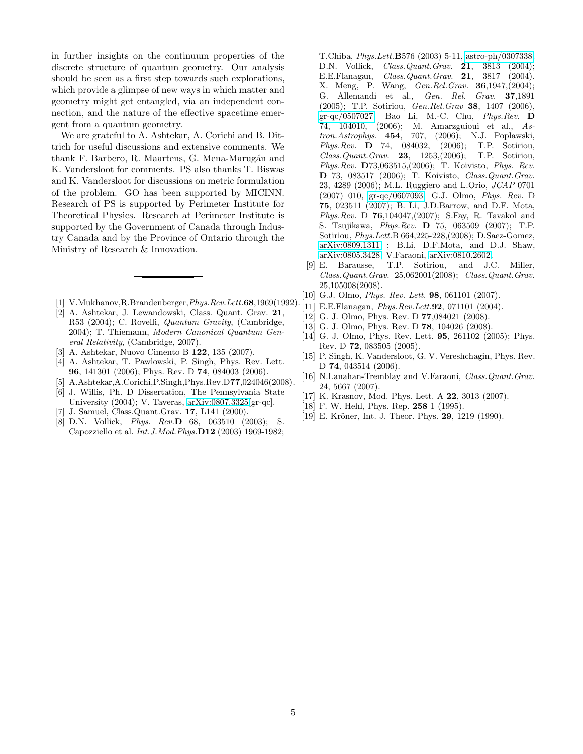in further insights on the continuum properties of the discrete structure of quantum geometry. Our analysis should be seen as a first step towards such explorations, which provide a glimpse of new ways in which matter and geometry might get entangled, via an independent connection, and the nature of the effective spacetime emergent from a quantum geometry.

We are grateful to A. Ashtekar, A. Corichi and B. Dittrich for useful discussions and extensive comments. We thank F. Barbero, R. Maartens, G. Mena-Marugán and K. Vandersloot for comments. PS also thanks T. Biswas and K. Vandersloot for discussions on metric formulation of the problem. GO has been supported by MICINN. Research of PS is supported by Perimeter Institute for Theoretical Physics. Research at Perimeter Institute is supported by the Government of Canada through Industry Canada and by the Province of Ontario through the Ministry of Research & Innovation.

---

[1] V.Mukhanov,R.Brandenberger,*Phys.Rev.Lett.***68**,1969(1992).

[2] A. Ashtekar, J. Lewandowski, Class. Quant. Grav. **21**, R53 (2004); C. Rovelli, *Quantum Gravity*, (Cambridge, 2004); T. Thiemann, *Modern Canonical Quantum General Relativity*, (Cambridge, 2007).

[3] A. Ashtekar, Nuovo Cimento B **122**, 135 (2007).

[4] A. Ashtekar, T. Pawlowski, P. Singh, Phys. Rev. Lett. **96**, 141301 (2006); Phys. Rev. D **74**, 084003 (2006).

[5] A.Ashtekar,A.Corichi,P.Singh,Phys.Rev.D**77**,024046(2008).

[6] J. Willis, Ph. D Dissertation, The Pennsylvania State University (2004); V. Taveras, arXiv:0807.3325[gr-qc].

[7] J. Samuel, Class.Quant.Grav. **17**, L141 (2000).

[8] D.N. Vollick, *Phys. Rev.***D** 68, 063510 (2003); S. Capozziello et al. *Int.J.Mod.Phys.***D12** (2003) 1969-1982; T.Chiba, *Phys.Lett.***B**576 (2003) 5-11, astro-ph/0307338; D.N. Vollick, *Class.Quant.Grav.* **21**, 3813 (2004); E.E.Flanagan, *Class.Quant.Grav.* **21**, 3817 (2004). X. Meng, P. Wang, *Gen.Rel.Grav.* **36**,1947,(2004); G. Allemandi et al., *Gen. Rel. Grav.* **37**,1891 (2005); T.P. Sotiriou, *Gen.Rel.Grav* **38**, 1407 (2006), gr-qc/0507027; Bao Li, M.-C. Chu, *Phys.Rev.* **D** 74, 104010, (2006); M. Amarzguioui et al., *Astron.Astrophys.* **454**, 707, (2006); N.J. Poplawski, *Phys.Rev.* **D** 74, 084032, (2006); T.P. Sotiriou, *Class.Quant.Grav.* **23**, 1253,(2006); T.P. Sotiriou, *Phys.Rev.* **D**73,063515,(2006); T. Koivisto, *Phys. Rev.* **D** 73, 083517 (2006); T. Koivisto, *Class.Quant.Grav.* 23, 4289 (2006); M.L. Ruggiero and L.Orio, *JCAP* 0701 (2007) 010, gr-qc/0607093; G.J. Olmo, *Phys. Rev.* D **75**, 023511 (2007); B. Li, J.D.Barrow, and D.F. Mota, *Phys.Rev.* D **76**,104047,(2007); S.Fay, R. Tavakol and S. Tsujikawa, *Phys.Rev.* **D** 75, 063509 (2007); T.P. Sotiriou, *Phys.Lett.*B 664,225-228,(2008); D.Saez-Gomez, arXiv:0809.1311 ; B.Li, D.F.Mota, and D.J. Shaw, arXiv:0805.3428; V.Faraoni, arXiv:0810.2602.

[9] E. Barausse, T.P. Sotiriou, and J.C. Miller, *Class.Quant.Grav.* 25,062001(2008); *Class.Quant.Grav.* 25,105008(2008).

[10] G.J. Olmo, *Phys. Rev. Lett.* **98**, 061101 (2007).

[11] E.E.Flanagan, *Phys.Rev.Lett.***92**, 071101 (2004).

[12] G. J. Olmo, Phys. Rev. D **77**,084021 (2008).

[13] G. J. Olmo, Phys. Rev. D **78**, 104026 (2008).

[14] G. J. Olmo, Phys. Rev. Lett. **95**, 261102 (2005); Phys. Rev. D **72**, 083505 (2005).

[15] P. Singh, K. Vandersloot, G. V. Vereshchagin, Phys. Rev. D **74**, 043514 (2006).

[16] N.Lanahan-Tremblay and V.Faraoni, *Class.Quant.Grav.* 24, 5667 (2007).

[17] K. Krasnov, Mod. Phys. Lett. A **22**, 3013 (2007).

[18] F. W. Hehl, Phys. Rep. **258** 1 (1995).

[19] E. Kröner, Int. J. Theor. Phys. **29**, 1219 (1990).